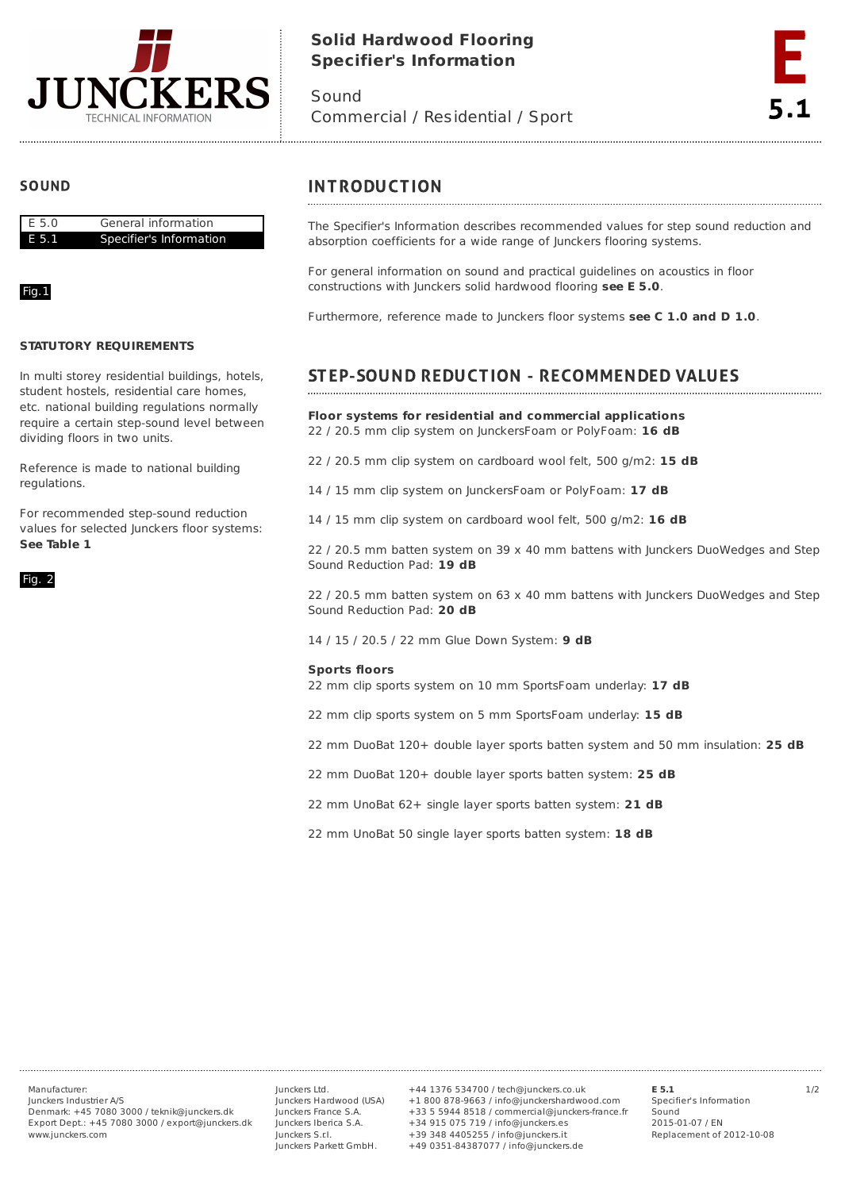# Solid Hardwood Flooring Specifier's Information

Sound
Commercial / Residential / Sport

E 5.1

## SOUND

| | |
|---|---|
| E 5.0 | General information |
| E 5.1 | Specifier's Information |

Fig.1

**STATUTORY REQUIREMENTS**

In multi storey residential buildings, hotels, student hostels, residential care homes, etc. national building regulations normally require a certain step-sound level between dividing floors in two units.

Reference is made to national building regulations.

For recommended step-sound reduction values for selected Junckers floor systems: **See Table 1**

Fig. 2

## INTRODUCTION

The Specifier's Information describes recommended values for step sound reduction and absorption coefficients for a wide range of Junckers flooring systems.

For general information on sound and practical guidelines on acoustics in floor constructions with Junckers solid hardwood flooring **see E 5.0**.

Furthermore, reference made to Junckers floor systems **see C 1.0 and D 1.0**.

## STEP-SOUND REDUCTION - RECOMMENDED VALUES

**Floor systems for residential and commercial applications**
22 / 20.5 mm clip system on JunckersFoam or PolyFoam: **16 dB**

22 / 20.5 mm clip system on cardboard wool felt, 500 g/m2: **15 dB**

14 / 15 mm clip system on JunckersFoam or PolyFoam: **17 dB**

14 / 15 mm clip system on cardboard wool felt, 500 g/m2: **16 dB**

22 / 20.5 mm batten system on 39 x 40 mm battens with Junckers DuoWedges and Step Sound Reduction Pad: **19 dB**

22 / 20.5 mm batten system on 63 x 40 mm battens with Junckers DuoWedges and Step Sound Reduction Pad: **20 dB**

14 / 15 / 20.5 / 22 mm Glue Down System: **9 dB**

**Sports floors**
22 mm clip sports system on 10 mm SportsFoam underlay: **17 dB**

22 mm clip sports system on 5 mm SportsFoam underlay: **15 dB**

22 mm DuoBat 120+ double layer sports batten system and 50 mm insulation: **25 dB**

22 mm DuoBat 120+ double layer sports batten system: **25 dB**

22 mm UnoBat 62+ single layer sports batten system: **21 dB**

22 mm UnoBat 50 single layer sports batten system: **18 dB**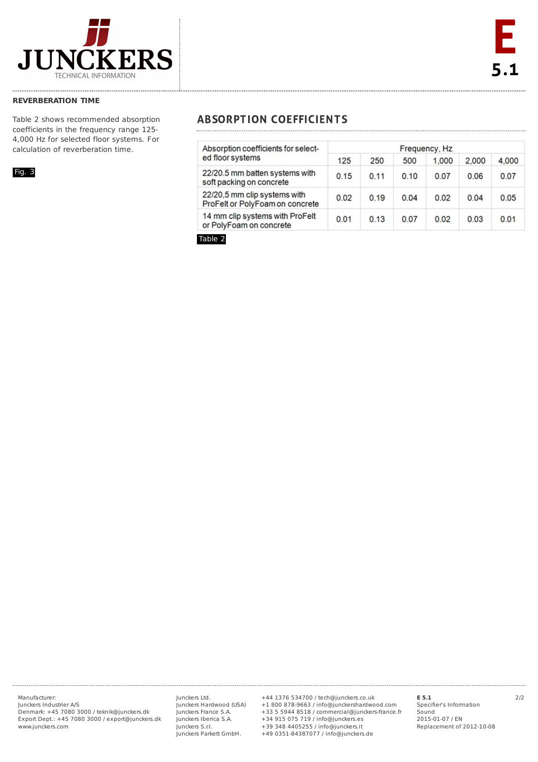## REVERBERATION TIME

Table 2 shows recommended absorption coefficients in the frequency range 125-4,000 Hz for selected floor systems. For calculation of reverberation time.

Fig. 3

## ABSORPTION COEFFICIENTS

| Absorption coefficients for selected floor systems | Frequency, Hz | | | | | |
|---|---|---|---|---|---|---|
| | 125 | 250 | 500 | 1,000 | 2,000 | 4,000 |
| 22/20.5 mm batten systems with soft packing on concrete | 0.15 | 0.11 | 0.10 | 0.07 | 0.06 | 0.07 |
| 22/20,5 mm clip systems with ProFelt or PolyFoam on concrete | 0.02 | 0.19 | 0.04 | 0.02 | 0.04 | 0.05 |
| 14 mm clip systems with ProFelt or PolyFoam on concrete | 0.01 | 0.13 | 0.07 | 0.02 | 0.03 | 0.01 |

Table 2